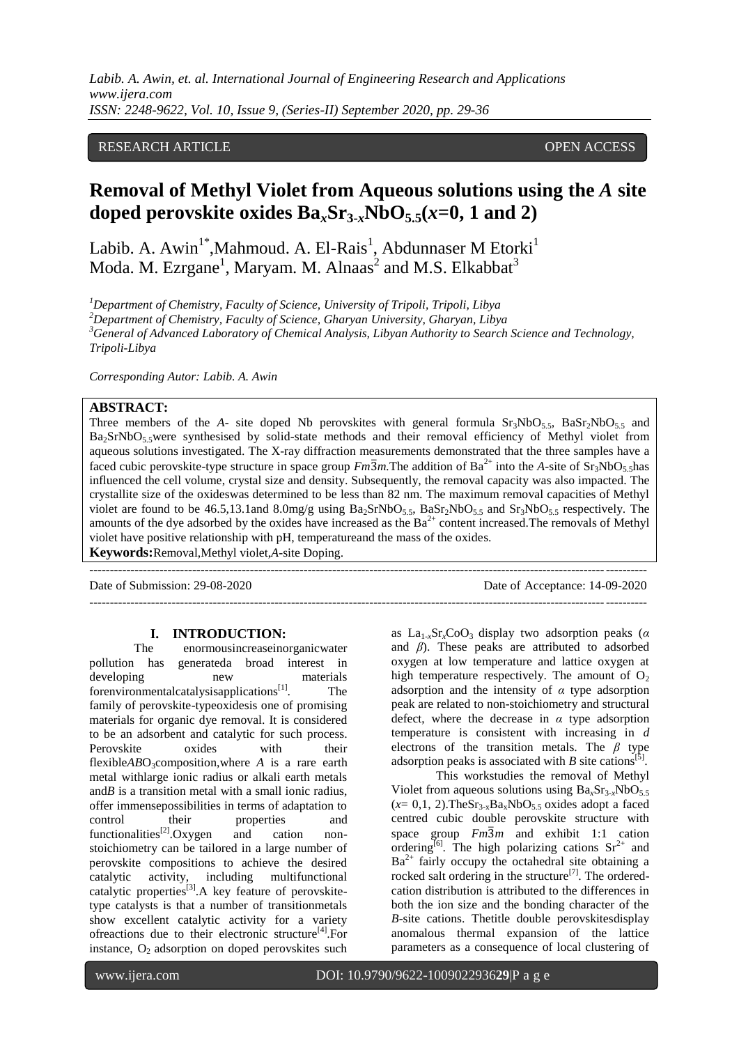RESEARCH ARTICLE OPEN ACCESS

# Removal of Methyl Violet from Aqueous solutions using the *A* site doped perovskite oxides $Ba_xSr_{3-x}NbO_{5.5}$($x$=0, 1 and 2)

Labib. A. Awin[1*], Mahmoud. A. El-Rais[1], Abdunnaser M Etorki[1] Moda. M. Ezrgane[1], Maryam. M. Alnaas[2] and M.S. Elkabbat[3]

[1]*Department of Chemistry, Faculty of Science, University of Tripoli, Tripoli, Libya*
[2]*Department of Chemistry, Faculty of Science, Gharyan University, Gharyan, Libya*
[3]*General of Advanced Laboratory of Chemical Analysis, Libyan Authority to Search Science and Technology, Tripoli-Libya*

*Corresponding Autor: Labib. A. Awin*

**ABSTRACT:**
Three members of the *A*- site doped Nb perovskites with general formula $Sr_3NbO_{5.5}$, $BaSr_2NbO_{5.5}$ and $Ba_2SrNbO_{5.5}$were synthesised by solid-state methods and their removal efficiency of Methyl violet from aqueous solutions investigated. The X-ray diffraction measurements demonstrated that the three samples have a faced cubic perovskite-type structure in space group $Fm\overline{3}m$.The addition of $Ba^{2+}$ into the *A*-site of $Sr_3NbO_{5.5}$has influenced the cell volume, crystal size and density. Subsequently, the removal capacity was also impacted. The crystallite size of the oxideswas determined to be less than 82 nm. The maximum removal capacities of Methyl violet are found to be 46.5,13.1and 8.0mg/g using $Ba_2SrNbO_{5.5}$, $BaSr_2NbO_{5.5}$ and $Sr_3NbO_{5.5}$ respectively. The amounts of the dye adsorbed by the oxides have increased as the $Ba^{2+}$ content increased.The removals of Methyl violet have positive relationship with pH, temperatureand the mass of the oxides.

**Keywords:**Removal,Methyl violet,*A*-site Doping.

Date of Submission: 29-08-2020 Date of Acceptance: 14-09-2020

## I. INTRODUCTION:

The enormousincreaseinorganicwater pollution has generateda broad interest in developing new materials forenvironmentalcatalysisapplications[1]. The family of perovskite-typeoxidesis one of promising materials for organic dye removal. It is considered to be an adsorbent and catalytic for such process. Perovskite oxides with their flexible*AB*O$_3$composition,where *A* is a rare earth metal withlarge ionic radius or alkali earth metals and*B* is a transition metal with a small ionic radius, offer immensepossibilities in terms of adaptation to control their properties and functionalities[2].Oxygen and cation non-stoichiometry can be tailored in a large number of perovskite compositions to achieve the desired catalytic activity, including multifunctional catalytic properties[3].A key feature of perovskite-type catalysts is that a number of transitionmetals show excellent catalytic activity for a variety ofreactions due to their electronic structure[4].For instance, $O_2$ adsorption on doped perovskites such as $La_{1-x}Sr_xCoO_3$ display two adsorption peaks ($\alpha$ and $\beta$). These peaks are attributed to adsorbed oxygen at low temperature and lattice oxygen at high temperature respectively. The amount of $O_2$ adsorption and the intensity of $\alpha$ type adsorption peak are related to non-stoichiometry and structural defect, where the decrease in $\alpha$ type adsorption temperature is consistent with increasing in *d* electrons of the transition metals. The $\beta$ type adsorption peaks is associated with *B* site cations[5].

This workstudies the removal of Methyl Violet from aqueous solutions using $Ba_xSr_{3-x}NbO_{5.5}$ ($x$= 0,1, 2).The$Sr_{3-x}Ba_xNbO_{5.5}$ oxides adopt a faced centred cubic double perovskite structure with space group $Fm\overline{3}m$ and exhibit 1:1 cation ordering[6]. The high polarizing cations $Sr^{2+}$ and $Ba^{2+}$ fairly occupy the octahedral site obtaining a rocked salt ordering in the structure[7]. The ordered-cation distribution is attributed to the differences in both the ion size and the bonding character of the *B*-site cations. Thetitle double perovskitesdisplay anomalous thermal expansion of the lattice parameters as a consequence of local clustering of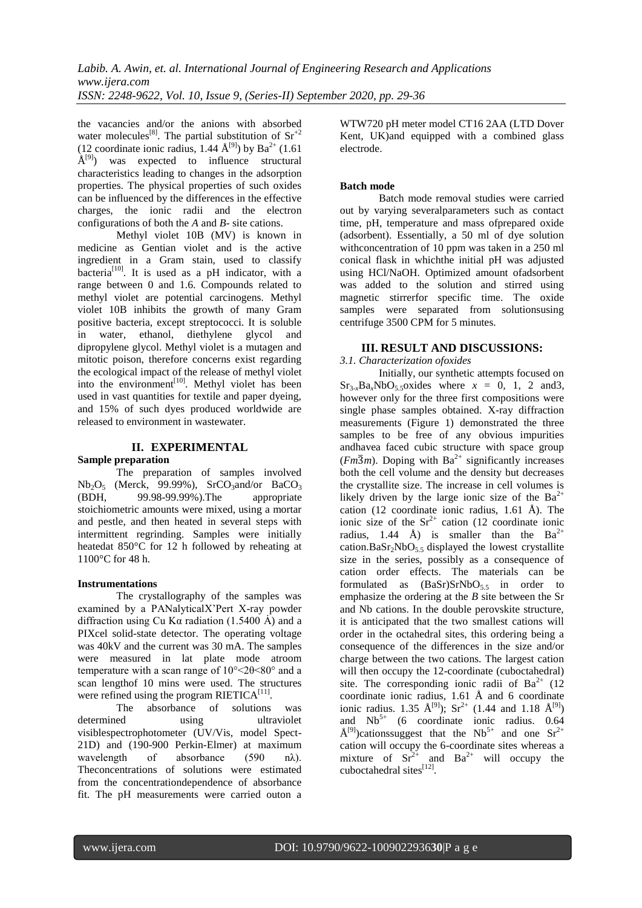the vacancies and/or the anions with absorbed water molecules[8]. The partial substitution of $Sr^{+2}$ (12 coordinate ionic radius, 1.44 Å[9]) by $Ba^{2+}$ (1.61 Å[9]) was expected to influence structural characteristics leading to changes in the adsorption properties. The physical properties of such oxides can be influenced by the differences in the effective charges, the ionic radii and the electron configurations of both the *A* and *B*- site cations.

Methyl violet 10B (MV) is known in medicine as Gentian violet and is the active ingredient in a Gram stain, used to classify bacteria[10]. It is used as a pH indicator, with a range between 0 and 1.6. Compounds related to methyl violet are potential carcinogens. Methyl violet 10B inhibits the growth of many Gram positive bacteria, except streptococci. It is soluble in water, ethanol, diethylene glycol and dipropylene glycol. Methyl violet is a mutagen and mitotic poison, therefore concerns exist regarding the ecological impact of the release of methyl violet into the environment[10]. Methyl violet has been used in vast quantities for textile and paper dyeing, and 15% of such dyes produced worldwide are released to environment in wastewater.

## II. EXPERIMENTAL

**Sample preparation**

The preparation of samples involved $Nb_2O_5$ (Merck, 99.99%), $SrCO_3$and/or $BaCO_3$ (BDH, 99.98-99.99%).The appropriate stoichiometric amounts were mixed, using a mortar and pestle, and then heated in several steps with intermittent regrinding. Samples were initially heatedat 850°C for 12 h followed by reheating at 1100°C for 48 h.

**Instrumentations**

The crystallography of the samples was examined by a PANalyticalX'Pert X-ray powder diffraction using Cu Kα radiation (1.5400 Å) and a PIXcel solid-state detector. The operating voltage was 40kV and the current was 30 mA. The samples were measured in lat plate mode atroom temperature with a scan range of $10° < 2\theta < 80°$ and a scan lengthof 10 mins were used. The structures were refined using the program RIETICA[11].

The absorbance of solutions was determined using ultraviolet visiblespectrophotometer (UV/Vis, model Spect-21D) and (190-900 Perkin-Elmer) at maximum wavelength of absorbance (590 nλ). Theconcentrations of solutions were estimated from the concentrationdependence of absorbance fit. The pH measurements were carried outon a WTW720 pH meter model CT16 2AA (LTD Dover Kent, UK)and equipped with a combined glass electrode.

**Batch mode**

Batch mode removal studies were carried out by varying severalparameters such as contact time, pH, temperature and mass ofprepared oxide (adsorbent). Essentially, a 50 ml of dye solution withconcentration of 10 ppm was taken in a 250 ml conical flask in whichthe initial pH was adjusted using HCl/NaOH. Optimized amount ofadsorbent was added to the solution and stirred using magnetic stirrerfor specific time. The oxide samples were separated from solutionsusing centrifuge 3500 CPM for 5 minutes.

## III. RESULT AND DISCUSSIONS:

*3.1. Characterization ofoxides*

Initially, our synthetic attempts focused on $Sr_{3-x}Ba_xNbO_{5.5}$oxides where $x$ = 0, 1, 2 and3, however only for the three first compositions were single phase samples obtained. X-ray diffraction measurements (Figure 1) demonstrated the three samples to be free of any obvious impurities andhavea faced cubic structure with space group ($Fm\bar{3}m$). Doping with $Ba^{2+}$ significantly increases both the cell volume and the density but decreases the crystallite size. The increase in cell volumes is likely driven by the large ionic size of the $Ba^{2+}$ cation (12 coordinate ionic radius, 1.61 Å). The ionic size of the $Sr^{2+}$ cation (12 coordinate ionic radius, 1.44 Å) is smaller than the $Ba^{2+}$ cation.$BaSr_2NbO_{5.5}$ displayed the lowest crystallite size in the series, possibly as a consequence of cation order effects. The materials can be formulated as $(BaSr)SrNbO_{5.5}$ in order to emphasize the ordering at the *B* site between the Sr and Nb cations. In the double perovskite structure, it is anticipated that the two smallest cations will order in the octahedral sites, this ordering being a consequence of the differences in the size and/or charge between the two cations. The largest cation will then occupy the 12-coordinate (cuboctahedral) site. The corresponding ionic radii of $Ba^{2+}$ (12 coordinate ionic radius, 1.61 Å and 6 coordinate ionic radius. 1.35 Å[9]); $Sr^{2+}$ (1.44 and 1.18 Å[9]) and $Nb^{5+}$ (6 coordinate ionic radius. 0.64 Å[9])cationssuggest that the $Nb^{5+}$ and one $Sr^{2+}$ cation will occupy the 6-coordinate sites whereas a mixture of $Sr^{2+}$ and $Ba^{2+}$ will occupy the cuboctahedral sites[12].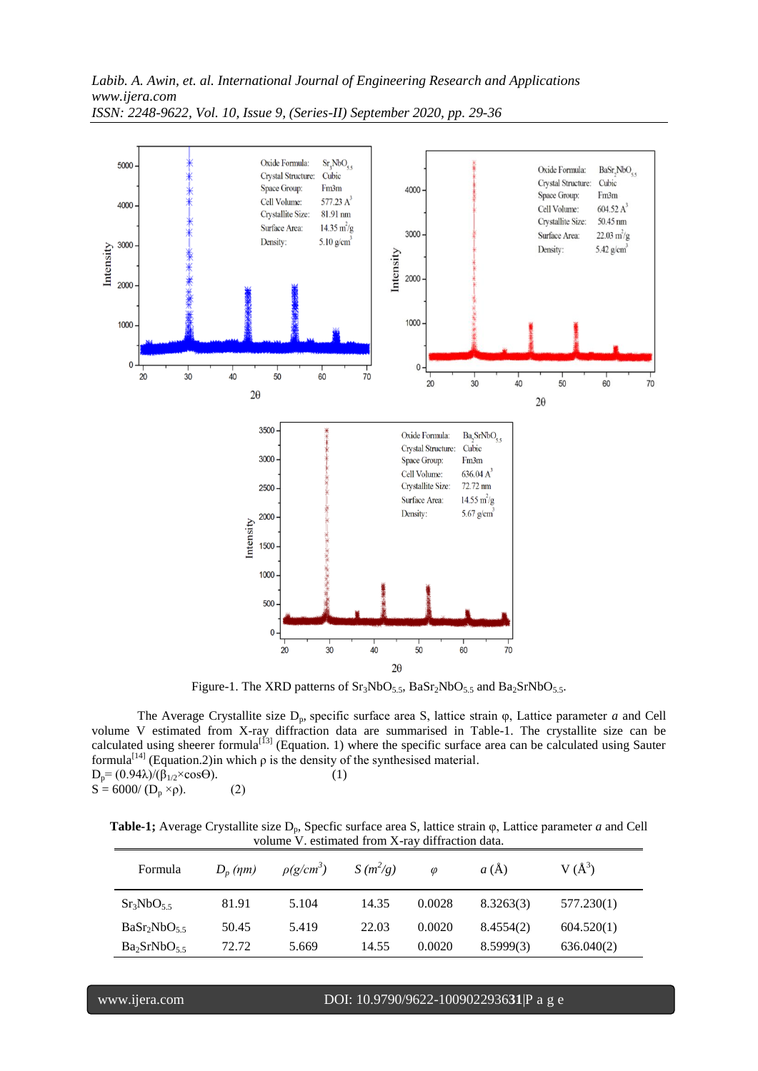Figure-1. The XRD patterns of $Sr_3NbO_{5.5}$, $BaSr_2NbO_{5.5}$ and $Ba_2SrNbO_{5.5}$.

The Average Crystallite size $D_p$, specific surface area S, lattice strain φ, Lattice parameter *a* and Cell volume V estimated from X-ray diffraction data are summarised in Table-1. The crystallite size can be calculated using sheerer formula[13] (Equation. 1) where the specific surface area can be calculated using Sauter formula[14] (Equation.2)in which ρ is the density of the synthesised material.

$D_p = (0.94\lambda)/(\beta_{1/2}\times\cos\Theta)$. (1)

$S = 6000/(D_p \times \rho)$. (2)

**Table-1;** Average Crystallite size $D_p$, Specfic surface area S, lattice strain φ, Lattice parameter *a* and Cell volume V. estimated from X-ray diffraction data.

| Formula | $D_p$ (ηm) | $\rho (g/cm^3)$ | $S (m^2/g)$ | φ | *a* (Å) | V (Å$^3$) |
|---|---|---|---|---|---|---|
| $Sr_3NbO_{5.5}$ | 81.91 | 5.104 | 14.35 | 0.0028 | 8.3263(3) | 577.230(1) |
| $BaSr_2NbO_{5.5}$ | 50.45 | 5.419 | 22.03 | 0.0020 | 8.4554(2) | 604.520(1) |
| $Ba_2SrNbO_{5.5}$ | 72.72 | 5.669 | 14.55 | 0.0020 | 8.5999(3) | 636.040(2) |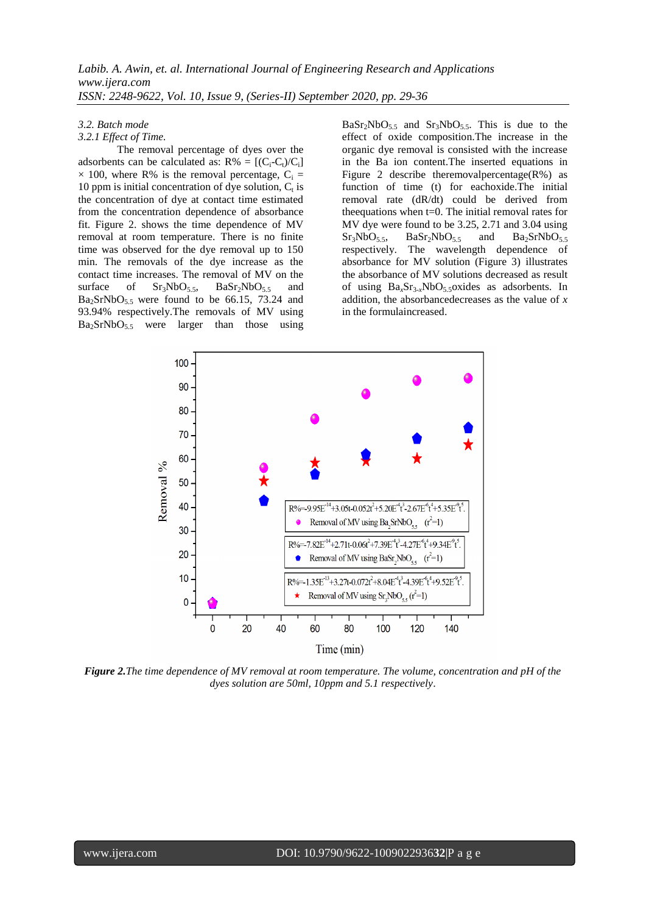### 3.2. Batch mode

#### 3.2.1 Effect of Time.

The removal percentage of dyes over the adsorbents can be calculated as: $R\% = [(C_i-C_t)/C_i] \times 100$, where R% is the removal percentage, $C_i$ = 10 ppm is initial concentration of dye solution, $C_t$ is the concentration of dye at contact time estimated from the concentration dependence of absorbance fit. Figure 2. shows the time dependence of MV removal at room temperature. There is no finite time was observed for the dye removal up to 150 min. The removals of the dye increase as the contact time increases. The removal of MV on the surface of $Sr_3NbO_{5.5}$, $BaSr_2NbO_{5.5}$ and $Ba_2SrNbO_{5.5}$ were found to be 66.15, 73.24 and 93.94% respectively.The removals of MV using $Ba_2SrNbO_{5.5}$ were larger than those using $BaSr_2NbO_{5.5}$ and $Sr_3NbO_{5.5}$. This is due to the effect of oxide composition.The increase in the organic dye removal is consisted with the increase in the Ba ion content.The inserted equations in Figure 2 describe theremovalpercentage(R%) as function of time (t) for eachoxide.The initial removal rate (dR/dt) could be derived from theequations when t=0. The initial removal rates for MV dye were found to be 3.25, 2.71 and 3.04 using $Sr_3NbO_{5.5}$, $BaSr_2NbO_{5.5}$ and $Ba_2SrNbO_{5.5}$ respectively. The wavelength dependence of absorbance for MV solution (Figure 3) illustrates the absorbance of MV solutions decreased as result of using $Ba_xSr_{3-x}NbO_{5.5}$oxides as adsorbents. In addition, the absorbancedecreases as the value of *x* in the formulaincreased.

**Figure 2.***The time dependence of MV removal at room temperature. The volume, concentration and pH of the dyes solution are 50ml, 10ppm and 5.1 respectively*.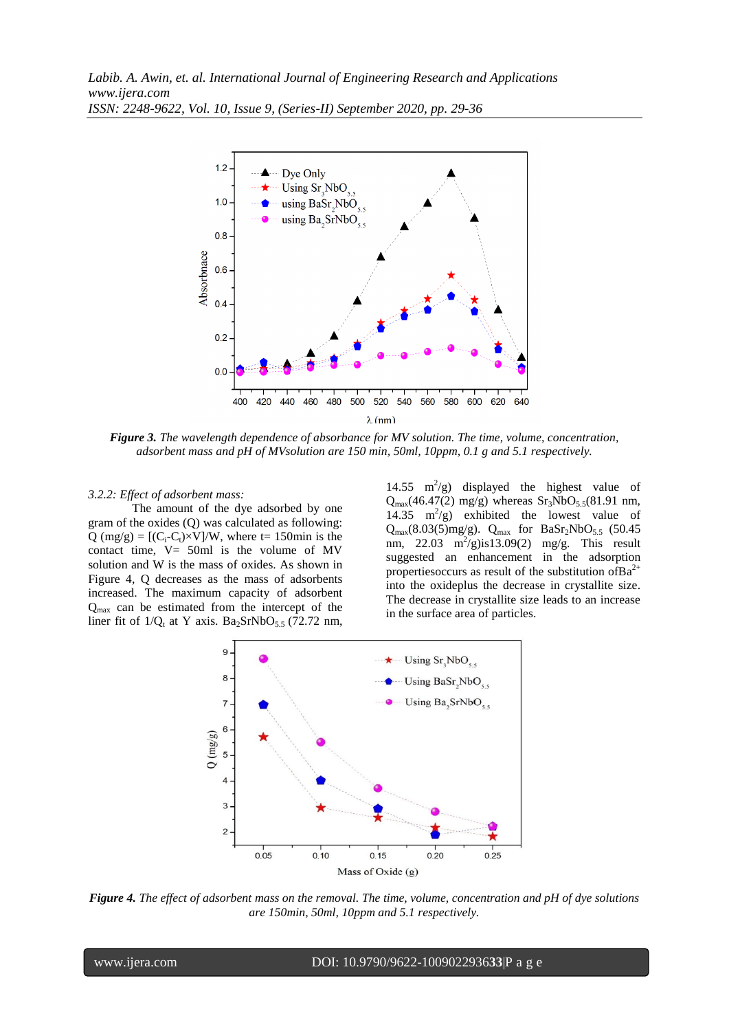*Figure 3. The wavelength dependence of absorbance for MV solution. The time, volume, concentration, adsorbent mass and pH of MVsolution are 150 min, 50ml, 10ppm, 0.1 g and 5.1 respectively.*

*3.2.2: Effect of adsorbent mass:*

The amount of the dye adsorbed by one gram of the oxides (Q) was calculated as following: Q (mg/g) = $[(C_i\text{-}C_t)\times V]/W$, where t= 150min is the contact time, V= 50ml is the volume of MV solution and W is the mass of oxides. As shown in Figure 4, Q decreases as the mass of adsorbents increased. The maximum capacity of adsorbent $Q_{max}$ can be estimated from the intercept of the liner fit of $1/Q_t$ at Y axis. $Ba_2SrNbO_{5.5}$ (72.72 nm, 14.55 $m^2/g$) displayed the highest value of $Q_{max}$(46.47(2) mg/g) whereas $Sr_3NbO_{5.5}$(81.91 nm, 14.35 $m^2/g$) exhibited the lowest value of $Q_{max}$(8.03(5)mg/g). $Q_{max}$ for $BaSr_2NbO_{5.5}$ (50.45 nm, 22.03 $m^2/g$)is13.09(2) mg/g. This result suggested an enhancement in the adsorption propertiesoccurs as result of the substitution of$Ba^{2+}$ into the oxideplus the decrease in crystallite size. The decrease in crystallite size leads to an increase in the surface area of particles.

*Figure 4. The effect of adsorbent mass on the removal. The time, volume, concentration and pH of dye solutions are 150min, 50ml, 10ppm and 5.1 respectively.*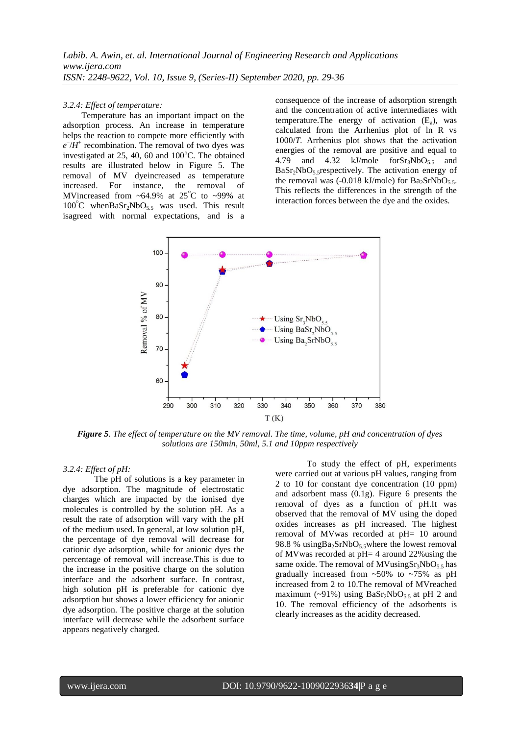### *3.2.4: Effect of temperature:*

Temperature has an important impact on the adsorption process. An increase in temperature helps the reaction to compete more efficiently with $e^-/H^+$ recombination. The removal of two dyes was investigated at 25, 40, 60 and 100°C. The obtained results are illustrated below in Figure 5. The removal of MV dyeincreased as temperature increased. For instance, the removal of MVincreased from ~64.9% at 25°C to ~99% at 100°C when$BaSr_2NbO_{5.5}$ was used. This result isagreed with normal expectations, and is a consequence of the increase of adsorption strength and the concentration of active intermediates with temperature.The energy of activation ($E_a$), was calculated from the Arrhenius plot of ln R vs 1000/*T*. Arrhenius plot shows that the activation energies of the removal are positive and equal to 4.79 and 4.32 kJ/mole for$Sr_3NbO_{5.5}$ and $BaSr_2NbO_{5.5}$respectively. The activation energy of the removal was (-0.018 kJ/mole) for $Ba_2SrNbO_{5.5}$. This reflects the differences in the strength of the interaction forces between the dye and the oxides.

***Figure 5****. The effect of temperature on the MV removal. The time, volume, pH and concentration of dyes solutions are 150min, 50ml, 5.1 and 10ppm respectively*

### *3.2.4: Effect of pH:*

The pH of solutions is a key parameter in dye adsorption. The magnitude of electrostatic charges which are impacted by the ionised dye molecules is controlled by the solution pH. As a result the rate of adsorption will vary with the pH of the medium used. In general, at low solution pH, the percentage of dye removal will decrease for cationic dye adsorption, while for anionic dyes the percentage of removal will increase.This is due to the increase in the positive charge on the solution interface and the adsorbent surface. In contrast, high solution pH is preferable for cationic dye adsorption but shows a lower efficiency for anionic dye adsorption. The positive charge at the solution interface will decrease while the adsorbent surface appears negatively charged.

To study the effect of pH, experiments were carried out at various pH values, ranging from 2 to 10 for constant dye concentration (10 ppm) and adsorbent mass (0.1g). Figure 6 presents the removal of dyes as a function of pH.It was observed that the removal of MV using the doped oxides increases as pH increased. The highest removal of MVwas recorded at pH= 10 around 98.8 % using$Ba_2SrNbO_{5.5}$where the lowest removal of MVwas recorded at pH= 4 around 22%using the same oxide. The removal of MVusing$Sr_3NbO_{5.5}$ has gradually increased from ~50% to ~75% as pH increased from 2 to 10.The removal of MVreached maximum (~91%) using $BaSr_2NbO_{5.5}$ at pH 2 and 10. The removal efficiency of the adsorbents is clearly increases as the acidity decreased.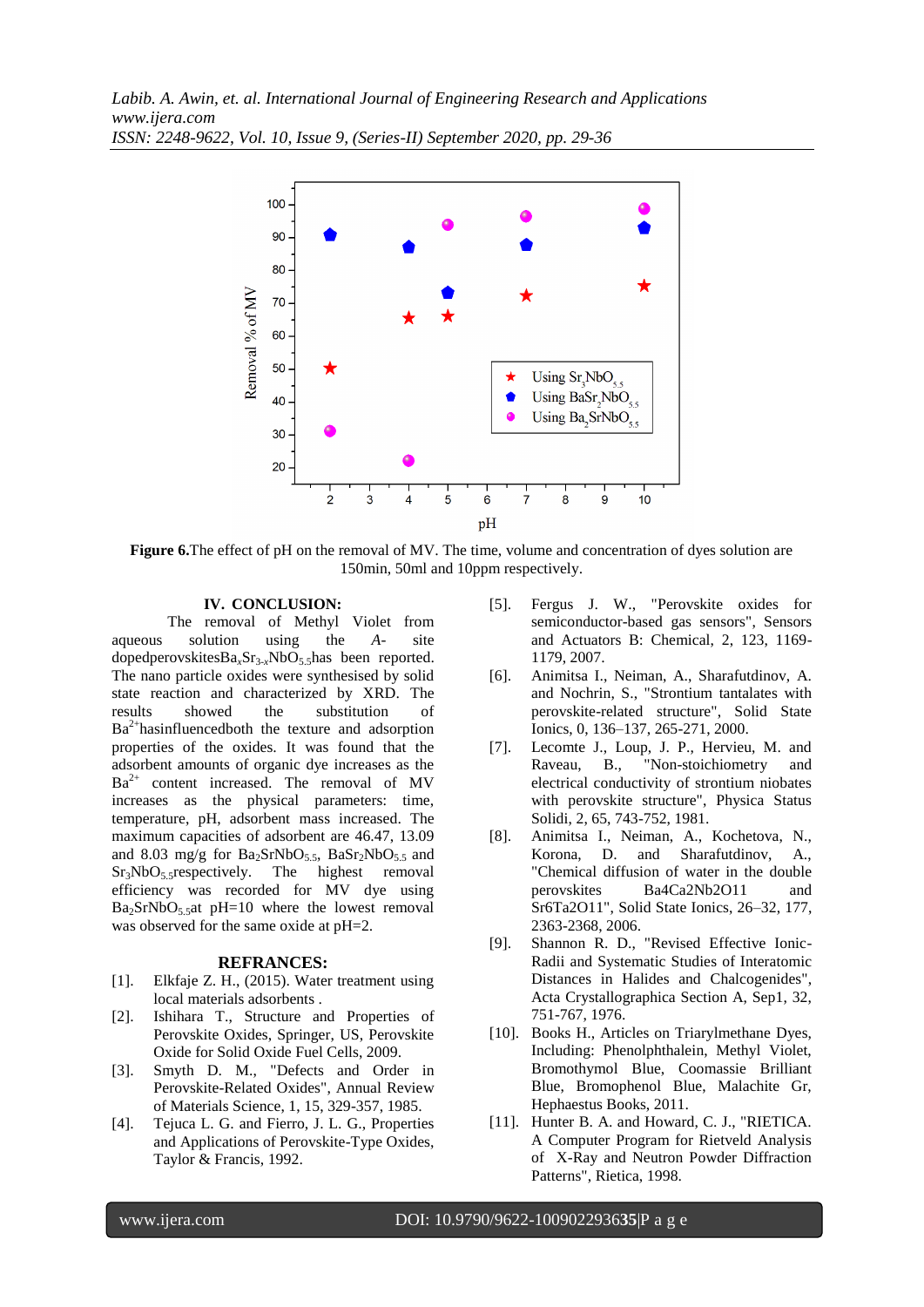**Figure 6.** The effect of pH on the removal of MV. The time, volume and concentration of dyes solution are 150min, 50ml and 10ppm respectively.

## IV. CONCLUSION:

The removal of Methyl Violet from aqueous solution using the *A*- site doped perovskites $Ba_xSr_{3-x}NbO_{5.5}$ has been reported. The nano particle oxides were synthesised by solid state reaction and characterized by XRD. The results showed the substitution of $Ba^{2+}$ has influenced both the texture and adsorption properties of the oxides. It was found that the adsorbent amounts of organic dye increases as the $Ba^{2+}$ content increased. The removal of MV increases as the physical parameters: time, temperature, pH, adsorbent mass increased. The maximum capacities of adsorbent are 46.47, 13.09 and 8.03 mg/g for $Ba_2SrNbO_{5.5}$, $BaSr_2NbO_{5.5}$ and $Sr_3NbO_{5.5}$ respectively. The highest removal efficiency was recorded for MV dye using $Ba_2SrNbO_{5.5}$ at pH=10 where the lowest removal was observed for the same oxide at pH=2.

## REFRANCES:

[1]. Elkfaje Z. H., (2015). Water treatment using local materials adsorbents .

[2]. Ishihara T., Structure and Properties of Perovskite Oxides, Springer, US, Perovskite Oxide for Solid Oxide Fuel Cells, 2009.

[3]. Smyth D. M., "Defects and Order in Perovskite-Related Oxides", Annual Review of Materials Science, 1, 15, 329-357, 1985.

[4]. Tejuca L. G. and Fierro, J. L. G., Properties and Applications of Perovskite-Type Oxides, Taylor & Francis, 1992.

[5]. Fergus J. W., "Perovskite oxides for semiconductor-based gas sensors", Sensors and Actuators B: Chemical, 2, 123, 1169-1179, 2007.

[6]. Animitsa I., Neiman, A., Sharafutdinov, A. and Nochrin, S., "Strontium tantalates with perovskite-related structure", Solid State Ionics, 0, 136–137, 265-271, 2000.

[7]. Lecomte J., Loup, J. P., Hervieu, M. and Raveau, B., "Non-stoichiometry and electrical conductivity of strontium niobates with perovskite structure", Physica Status Solidi, 2, 65, 743-752, 1981.

[8]. Animitsa I., Neiman, A., Kochetova, N., Korona, D. and Sharafutdinov, A., "Chemical diffusion of water in the double perovskites Ba4Ca2Nb2O11 and Sr6Ta2O11", Solid State Ionics, 26–32, 177, 2363-2368, 2006.

[9]. Shannon R. D., "Revised Effective Ionic-Radii and Systematic Studies of Interatomic Distances in Halides and Chalcogenides", Acta Crystallographica Section A, Sep1, 32, 751-767, 1976.

[10]. Books H., Articles on Triarylmethane Dyes, Including: Phenolphthalein, Methyl Violet, Bromothymol Blue, Coomassie Brilliant Blue, Bromophenol Blue, Malachite Gr, Hephaestus Books, 2011.

[11]. Hunter B. A. and Howard, C. J., "RIETICA. A Computer Program for Rietveld Analysis of X-Ray and Neutron Powder Diffraction Patterns", Rietica, 1998.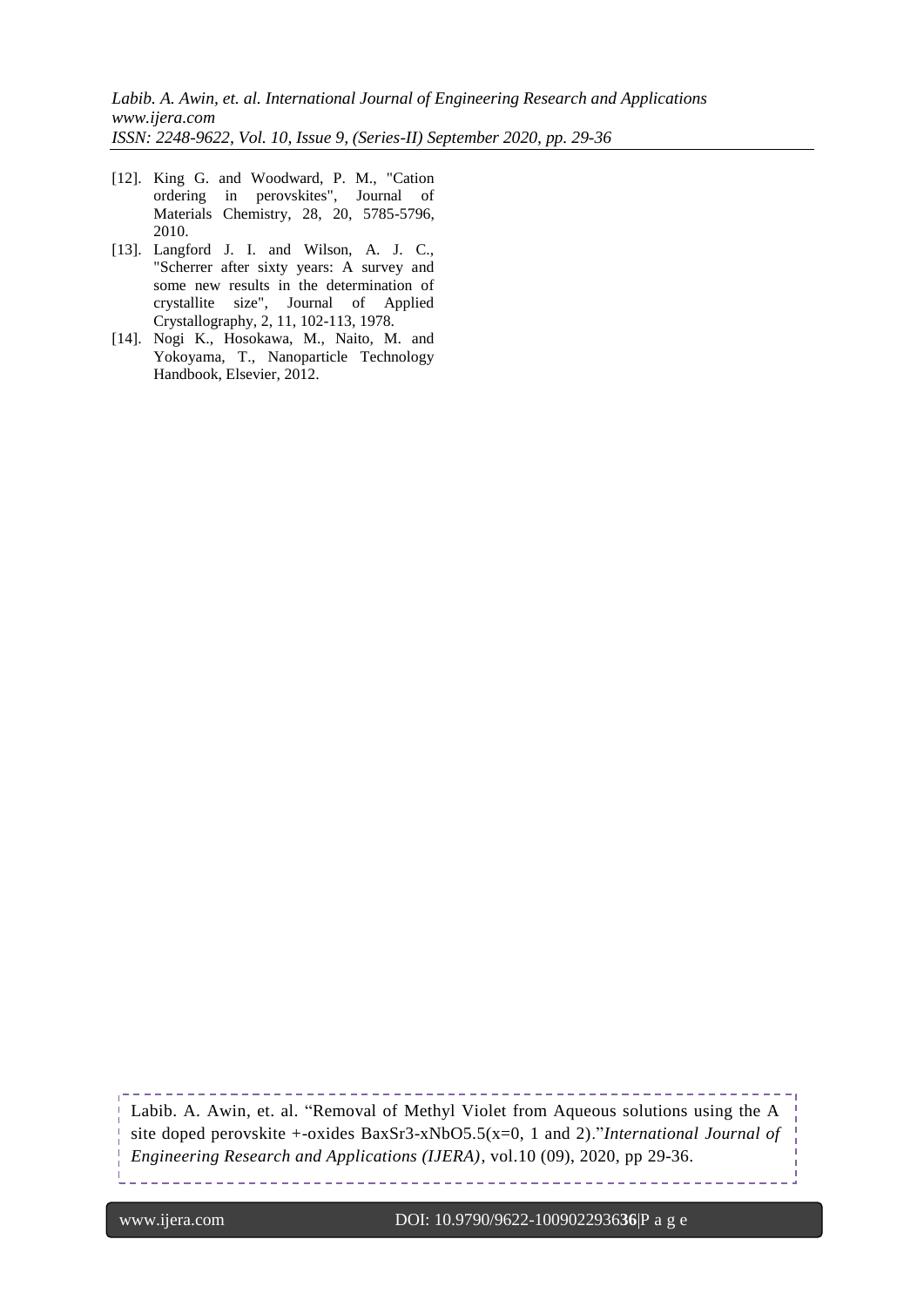[12]. King G. and Woodward, P. M., "Cation ordering in perovskites", Journal of Materials Chemistry, 28, 20, 5785-5796, 2010.

[13]. Langford J. I. and Wilson, A. J. C., "Scherrer after sixty years: A survey and some new results in the determination of crystallite size", Journal of Applied Crystallography, 2, 11, 102-113, 1978.

[14]. Nogi K., Hosokawa, M., Naito, M. and Yokoyama, T., Nanoparticle Technology Handbook, Elsevier, 2012.

Labib. A. Awin, et. al. "Removal of Methyl Violet from Aqueous solutions using the A site doped perovskite +-oxides $Ba_xSr_{3-x}NbO_{5.5}$(x=0, 1 and 2)."*International Journal of Engineering Research and Applications (IJERA)*, vol.10 (09), 2020, pp 29-36.